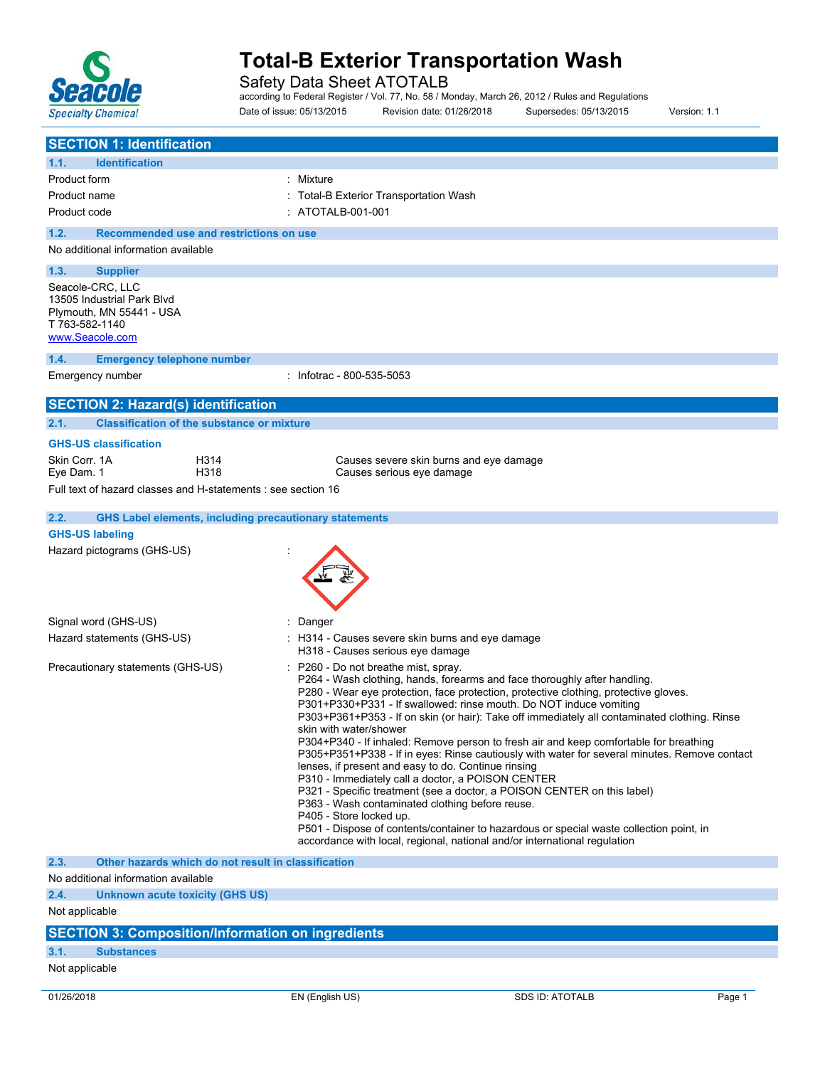# Total-B Exterior Transportation Wash

Safety Data Sheet ATOTALB

according to Federal Register / Vol. 77, No. 58 / Monday, March 26, 2012 / Rules and Regulations

Date of issue: 05/13/2015 Revision date: 01/26/2018 Supersedes: 05/13/2015 Version: 1.1

## SECTION 1: Identification

### 1.1. Identification

| | |
|---|---|
| Product form | : Mixture |
| Product name | : Total-B Exterior Transportation Wash |
| Product code | : ATOTALB-001-001 |

### 1.2. Recommended use and restrictions on use

No additional information available

### 1.3. Supplier

Seacole-CRC, LLC
13505 Industrial Park Blvd
Plymouth, MN 55441 - USA
T 763-582-1140
www.Seacole.com

### 1.4. Emergency telephone number

Emergency number : Infotrac - 800-535-5053

## SECTION 2: Hazard(s) identification

### 2.1. Classification of the substance or mixture

**GHS-US classification**

| | | |
|---|---|---|
| Skin Corr. 1A | H314 | Causes severe skin burns and eye damage |
| Eye Dam. 1 | H318 | Causes serious eye damage |

Full text of hazard classes and H-statements : see section 16

### 2.2. GHS Label elements, including precautionary statements

**GHS-US labeling**

Hazard pictograms (GHS-US) :

Signal word (GHS-US) : Danger

Hazard statements (GHS-US) :
H314 - Causes severe skin burns and eye damage
H318 - Causes serious eye damage

Precautionary statements (GHS-US) :
P260 - Do not breathe mist, spray.
P264 - Wash clothing, hands, forearms and face thoroughly after handling.
P280 - Wear eye protection, face protection, protective clothing, protective gloves.
P301+P330+P331 - If swallowed: rinse mouth. Do NOT induce vomiting
P303+P361+P353 - If on skin (or hair): Take off immediately all contaminated clothing. Rinse skin with water/shower
P304+P340 - If inhaled: Remove person to fresh air and keep comfortable for breathing
P305+P351+P338 - If in eyes: Rinse cautiously with water for several minutes. Remove contact lenses, if present and easy to do. Continue rinsing
P310 - Immediately call a doctor, a POISON CENTER
P321 - Specific treatment (see a doctor, a POISON CENTER on this label)
P363 - Wash contaminated clothing before reuse.
P405 - Store locked up.
P501 - Dispose of contents/container to hazardous or special waste collection point, in accordance with local, regional, national and/or international regulation

### 2.3. Other hazards which do not result in classification

No additional information available

### 2.4. Unknown acute toxicity (GHS US)

Not applicable

## SECTION 3: Composition/Information on ingredients

### 3.1. Substances

Not applicable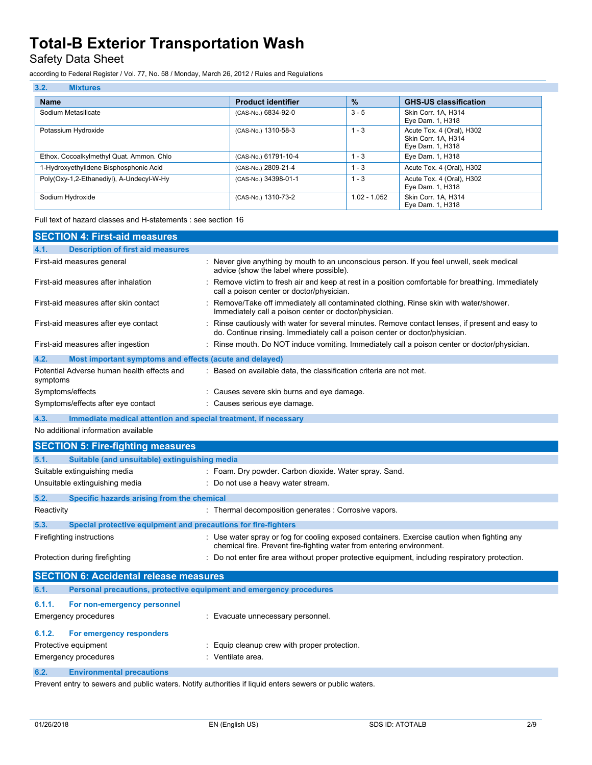### 3.2. Mixtures

| Name | Product identifier | % | GHS-US classification |
|---|---|---|---|
| Sodium Metasilicate | (CAS-No.) 6834-92-0 | 3 - 5 | Skin Corr. 1A, H314<br>Eye Dam. 1, H318 |
| Potassium Hydroxide | (CAS-No.) 1310-58-3 | 1 - 3 | Acute Tox. 4 (Oral), H302<br>Skin Corr. 1A, H314<br>Eye Dam. 1, H318 |
| Ethox. Cocoalkylmethyl Quat. Ammon. Chlo | (CAS-No.) 61791-10-4 | 1 - 3 | Eye Dam. 1, H318 |
| 1-Hydroxyethylidene Bisphosphonic Acid | (CAS-No.) 2809-21-4 | 1 - 3 | Acute Tox. 4 (Oral), H302 |
| Poly(Oxy-1,2-Ethanediyl), A-Undecyl-W-Hy | (CAS-No.) 34398-01-1 | 1 - 3 | Acute Tox. 4 (Oral), H302<br>Eye Dam. 1, H318 |
| Sodium Hydroxide | (CAS-No.) 1310-73-2 | 1.02 - 1.052 | Skin Corr. 1A, H314<br>Eye Dam. 1, H318 |

Full text of hazard classes and H-statements : see section 16

## SECTION 4: First-aid measures

### 4.1. Description of first aid measures

First-aid measures general : Never give anything by mouth to an unconscious person. If you feel unwell, seek medical advice (show the label where possible).

First-aid measures after inhalation : Remove victim to fresh air and keep at rest in a position comfortable for breathing. Immediately call a poison center or doctor/physician.

First-aid measures after skin contact : Remove/Take off immediately all contaminated clothing. Rinse skin with water/shower. Immediately call a poison center or doctor/physician.

First-aid measures after eye contact : Rinse cautiously with water for several minutes. Remove contact lenses, if present and easy to do. Continue rinsing. Immediately call a poison center or doctor/physician.

First-aid measures after ingestion : Rinse mouth. Do NOT induce vomiting. Immediately call a poison center or doctor/physician.

### 4.2. Most important symptoms and effects (acute and delayed)

Potential Adverse human health effects and symptoms : Based on available data, the classification criteria are not met.

Symptoms/effects : Causes severe skin burns and eye damage.

Symptoms/effects after eye contact : Causes serious eye damage.

### 4.3. Immediate medical attention and special treatment, if necessary

No additional information available

## SECTION 5: Fire-fighting measures

### 5.1. Suitable (and unsuitable) extinguishing media

Suitable extinguishing media : Foam. Dry powder. Carbon dioxide. Water spray. Sand.

Unsuitable extinguishing media : Do not use a heavy water stream.

### 5.2. Specific hazards arising from the chemical

Reactivity : Thermal decomposition generates : Corrosive vapors.

### 5.3. Special protective equipment and precautions for fire-fighters

Firefighting instructions : Use water spray or fog for cooling exposed containers. Exercise caution when fighting any chemical fire. Prevent fire-fighting water from entering environment.

Protection during firefighting : Do not enter fire area without proper protective equipment, including respiratory protection.

## SECTION 6: Accidental release measures

### 6.1. Personal precautions, protective equipment and emergency procedures

#### 6.1.1. For non-emergency personnel

Emergency procedures : Evacuate unnecessary personnel.

#### 6.1.2. For emergency responders

Protective equipment : Equip cleanup crew with proper protection.

Emergency procedures : Ventilate area.

### 6.2. Environmental precautions

Prevent entry to sewers and public waters. Notify authorities if liquid enters sewers or public waters.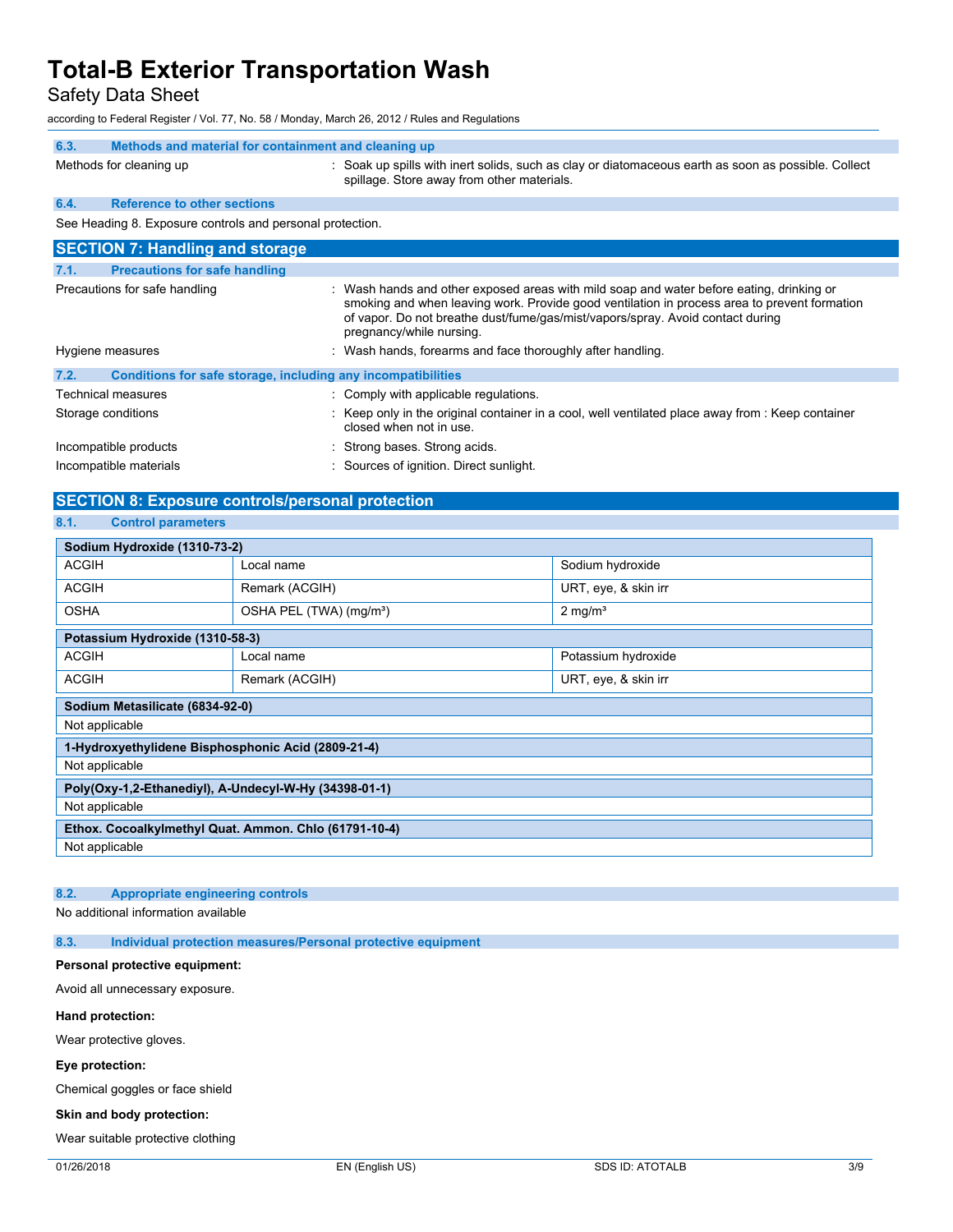### 6.3. Methods and material for containment and cleaning up

Methods for cleaning up : Soak up spills with inert solids, such as clay or diatomaceous earth as soon as possible. Collect spillage. Store away from other materials.

### 6.4. Reference to other sections

See Heading 8. Exposure controls and personal protection.

## SECTION 7: Handling and storage

### 7.1. Precautions for safe handling

Precautions for safe handling : Wash hands and other exposed areas with mild soap and water before eating, drinking or smoking and when leaving work. Provide good ventilation in process area to prevent formation of vapor. Do not breathe dust/fume/gas/mist/vapors/spray. Avoid contact during pregnancy/while nursing.

Hygiene measures : Wash hands, forearms and face thoroughly after handling.

### 7.2. Conditions for safe storage, including any incompatibilities

Technical measures : Comply with applicable regulations.

Storage conditions : Keep only in the original container in a cool, well ventilated place away from : Keep container closed when not in use.

Incompatible products : Strong bases. Strong acids.

Incompatible materials : Sources of ignition. Direct sunlight.

## SECTION 8: Exposure controls/personal protection

### 8.1. Control parameters

| Sodium Hydroxide (1310-73-2) | | |
|---|---|---|
| ACGIH | Local name | Sodium hydroxide |
| ACGIH | Remark (ACGIH) | URT, eye, & skin irr |
| OSHA | OSHA PEL (TWA) (mg/m³) | 2 mg/m³ |

| Potassium Hydroxide (1310-58-3) | | |
|---|---|---|
| ACGIH | Local name | Potassium hydroxide |
| ACGIH | Remark (ACGIH) | URT, eye, & skin irr |

| Sodium Metasilicate (6834-92-0) |
|---|
| Not applicable |

| 1-Hydroxyethylidene Bisphosphonic Acid (2809-21-4) |
|---|
| Not applicable |

| Poly(Oxy-1,2-Ethanediyl), A-Undecyl-W-Hy (34398-01-1) |
|---|
| Not applicable |

| Ethox. Cocoalkylmethyl Quat. Ammon. Chlo (61791-10-4) |
|---|
| Not applicable |

### 8.2. Appropriate engineering controls

No additional information available

### 8.3. Individual protection measures/Personal protective equipment

**Personal protective equipment:**

Avoid all unnecessary exposure.

**Hand protection:**

Wear protective gloves.

**Eye protection:**

Chemical goggles or face shield

**Skin and body protection:**

Wear suitable protective clothing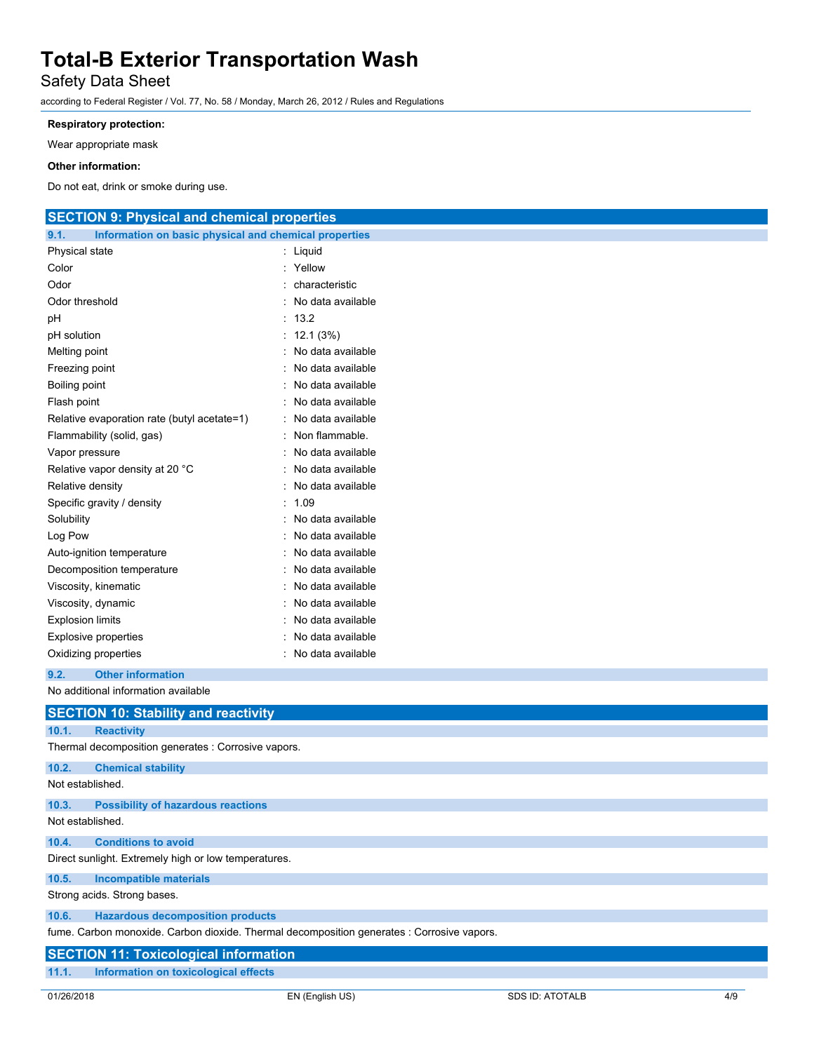**Respiratory protection:**

Wear appropriate mask

**Other information:**

Do not eat, drink or smoke during use.

## SECTION 9: Physical and chemical properties

### 9.1. Information on basic physical and chemical properties

| Property | Value |
|---|---|
| Physical state | Liquid |
| Color | Yellow |
| Odor | characteristic |
| Odor threshold | No data available |
| pH | 13.2 |
| pH solution | 12.1 (3%) |
| Melting point | No data available |
| Freezing point | No data available |
| Boiling point | No data available |
| Flash point | No data available |
| Relative evaporation rate (butyl acetate=1) | No data available |
| Flammability (solid, gas) | Non flammable. |
| Vapor pressure | No data available |
| Relative vapor density at 20 °C | No data available |
| Relative density | No data available |
| Specific gravity / density | 1.09 |
| Solubility | No data available |
| Log Pow | No data available |
| Auto-ignition temperature | No data available |
| Decomposition temperature | No data available |
| Viscosity, kinematic | No data available |
| Viscosity, dynamic | No data available |
| Explosion limits | No data available |
| Explosive properties | No data available |
| Oxidizing properties | No data available |

### 9.2. Other information

No additional information available

## SECTION 10: Stability and reactivity

### 10.1. Reactivity

Thermal decomposition generates : Corrosive vapors.

### 10.2. Chemical stability

Not established.

### 10.3. Possibility of hazardous reactions

Not established.

### 10.4. Conditions to avoid

Direct sunlight. Extremely high or low temperatures.

### 10.5. Incompatible materials

Strong acids. Strong bases.

### 10.6. Hazardous decomposition products

fume. Carbon monoxide. Carbon dioxide. Thermal decomposition generates : Corrosive vapors.

## SECTION 11: Toxicological information

### 11.1. Information on toxicological effects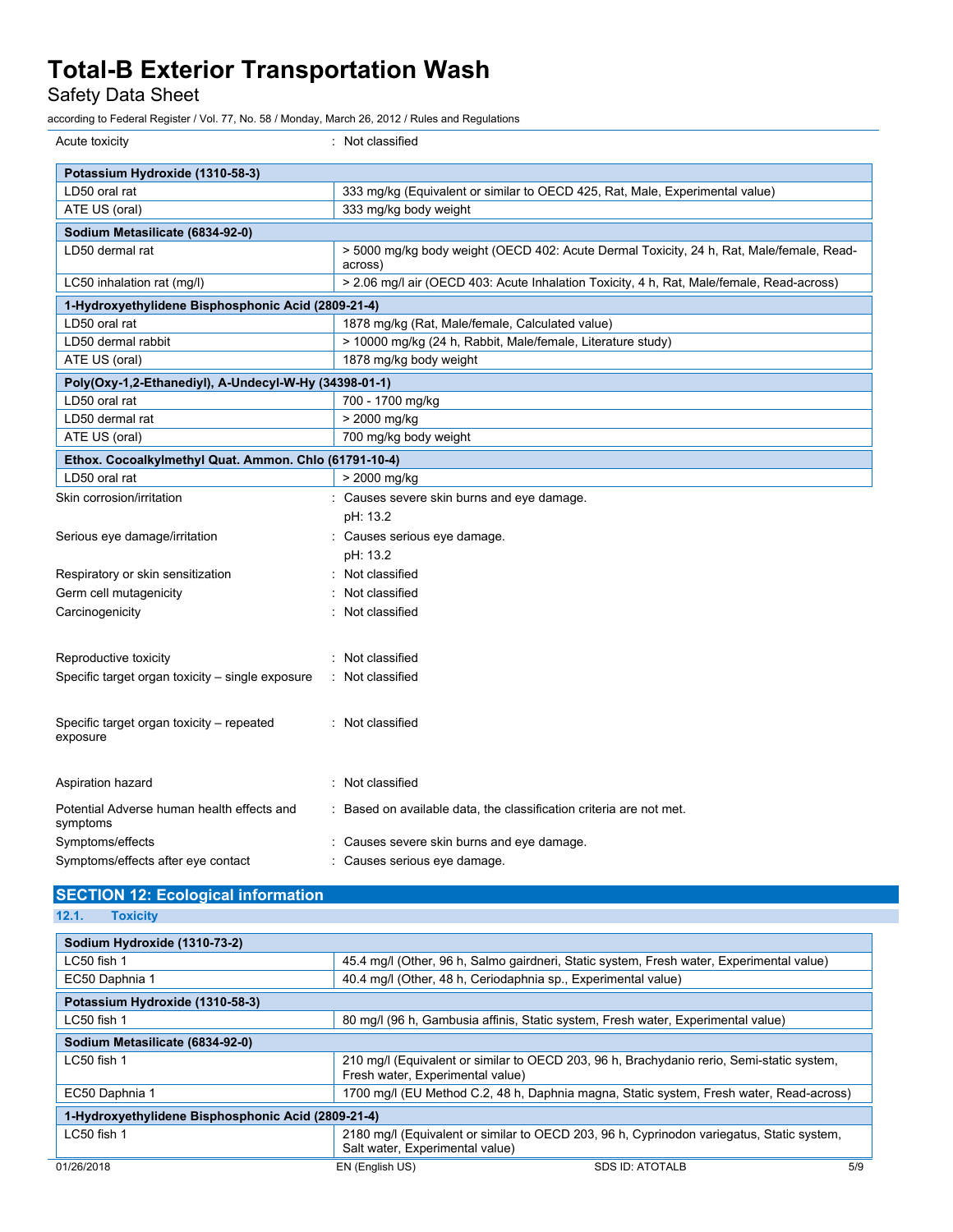Acute toxicity : Not classified

| Potassium Hydroxide (1310-58-3) | |
|---|---|
| LD50 oral rat | 333 mg/kg (Equivalent or similar to OECD 425, Rat, Male, Experimental value) |
| ATE US (oral) | 333 mg/kg body weight |

| Sodium Metasilicate (6834-92-0) | |
|---|---|
| LD50 dermal rat | > 5000 mg/kg body weight (OECD 402: Acute Dermal Toxicity, 24 h, Rat, Male/female, Read-across) |
| LC50 inhalation rat (mg/l) | > 2.06 mg/l air (OECD 403: Acute Inhalation Toxicity, 4 h, Rat, Male/female, Read-across) |

| 1-Hydroxyethylidene Bisphosphonic Acid (2809-21-4) | |
|---|---|
| LD50 oral rat | 1878 mg/kg (Rat, Male/female, Calculated value) |
| LD50 dermal rabbit | > 10000 mg/kg (24 h, Rabbit, Male/female, Literature study) |
| ATE US (oral) | 1878 mg/kg body weight |

| Poly(Oxy-1,2-Ethanediyl), A-Undecyl-W-Hy (34398-01-1) | |
|---|---|
| LD50 oral rat | 700 - 1700 mg/kg |
| LD50 dermal rat | > 2000 mg/kg |
| ATE US (oral) | 700 mg/kg body weight |

| Ethox. Cocoalkylmethyl Quat. Ammon. Chlo (61791-10-4) | |
|---|---|
| LD50 oral rat | > 2000 mg/kg |

Skin corrosion/irritation : Causes severe skin burns and eye damage.
pH: 13.2

Serious eye damage/irritation : Causes serious eye damage.
pH: 13.2

Respiratory or skin sensitization : Not classified

Germ cell mutagenicity : Not classified

Carcinogenicity : Not classified

Reproductive toxicity : Not classified

Specific target organ toxicity – single exposure : Not classified

Specific target organ toxicity – repeated exposure : Not classified

Aspiration hazard : Not classified

Potential Adverse human health effects and symptoms : Based on available data, the classification criteria are not met.

Symptoms/effects : Causes severe skin burns and eye damage.

Symptoms/effects after eye contact : Causes serious eye damage.

## SECTION 12: Ecological information

### 12.1. Toxicity

| Sodium Hydroxide (1310-73-2) | |
|---|---|
| LC50 fish 1 | 45.4 mg/l (Other, 96 h, Salmo gairdneri, Static system, Fresh water, Experimental value) |
| EC50 Daphnia 1 | 40.4 mg/l (Other, 48 h, Ceriodaphnia sp., Experimental value) |

| Potassium Hydroxide (1310-58-3) | |
|---|---|
| LC50 fish 1 | 80 mg/l (96 h, Gambusia affinis, Static system, Fresh water, Experimental value) |

| Sodium Metasilicate (6834-92-0) | |
|---|---|
| LC50 fish 1 | 210 mg/l (Equivalent or similar to OECD 203, 96 h, Brachydanio rerio, Semi-static system, Fresh water, Experimental value) |
| EC50 Daphnia 1 | 1700 mg/l (EU Method C.2, 48 h, Daphnia magna, Static system, Fresh water, Read-across) |

| 1-Hydroxyethylidene Bisphosphonic Acid (2809-21-4) | |
|---|---|
| LC50 fish 1 | 2180 mg/l (Equivalent or similar to OECD 203, 96 h, Cyprinodon variegatus, Static system, Salt water, Experimental value) |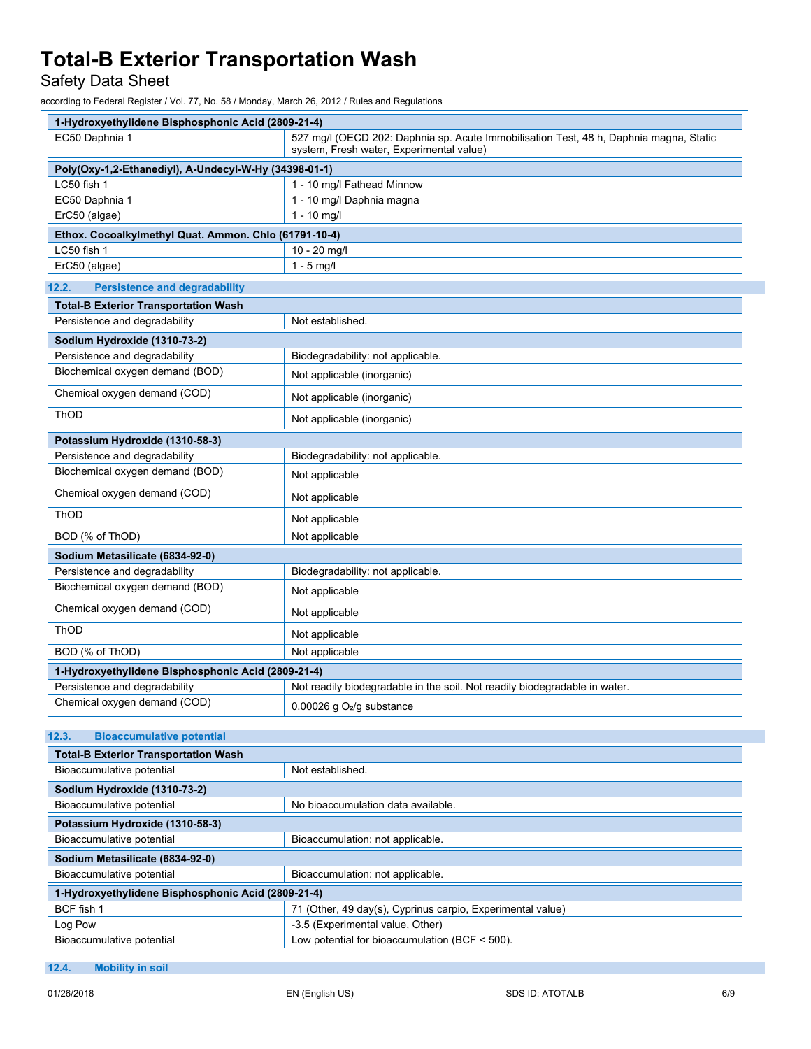| 1-Hydroxyethylidene Bisphosphonic Acid (2809-21-4) | |
|---|---|
| EC50 Daphnia 1 | 527 mg/l (OECD 202: Daphnia sp. Acute Immobilisation Test, 48 h, Daphnia magna, Static system, Fresh water, Experimental value) |

| Poly(Oxy-1,2-Ethanediyl), A-Undecyl-W-Hy (34398-01-1) | |
|---|---|
| LC50 fish 1 | 1 - 10 mg/l Fathead Minnow |
| EC50 Daphnia 1 | 1 - 10 mg/l Daphnia magna |
| ErC50 (algae) | 1 - 10 mg/l |

| Ethox. Cocoalkylmethyl Quat. Ammon. Chlo (61791-10-4) | |
|---|---|
| LC50 fish 1 | 10 - 20 mg/l |
| ErC50 (algae) | 1 - 5 mg/l |

## 12.2. Persistence and degradability

| Total-B Exterior Transportation Wash | |
|---|---|
| Persistence and degradability | Not established. |

| Sodium Hydroxide (1310-73-2) | |
|---|---|
| Persistence and degradability | Biodegradability: not applicable. |
| Biochemical oxygen demand (BOD) | Not applicable (inorganic) |
| Chemical oxygen demand (COD) | Not applicable (inorganic) |
| ThOD | Not applicable (inorganic) |

| Potassium Hydroxide (1310-58-3) | |
|---|---|
| Persistence and degradability | Biodegradability: not applicable. |
| Biochemical oxygen demand (BOD) | Not applicable |
| Chemical oxygen demand (COD) | Not applicable |
| ThOD | Not applicable |
| BOD (% of ThOD) | Not applicable |

| Sodium Metasilicate (6834-92-0) | |
|---|---|
| Persistence and degradability | Biodegradability: not applicable. |
| Biochemical oxygen demand (BOD) | Not applicable |
| Chemical oxygen demand (COD) | Not applicable |
| ThOD | Not applicable |
| BOD (% of ThOD) | Not applicable |

| 1-Hydroxyethylidene Bisphosphonic Acid (2809-21-4) | |
|---|---|
| Persistence and degradability | Not readily biodegradable in the soil. Not readily biodegradable in water. |
| Chemical oxygen demand (COD) | 0.00026 g $O_2$/g substance |

## 12.3. Bioaccumulative potential

| Total-B Exterior Transportation Wash | |
|---|---|
| Bioaccumulative potential | Not established. |

| Sodium Hydroxide (1310-73-2) | |
|---|---|
| Bioaccumulative potential | No bioaccumulation data available. |

| Potassium Hydroxide (1310-58-3) | |
|---|---|
| Bioaccumulative potential | Bioaccumulation: not applicable. |

| Sodium Metasilicate (6834-92-0) | |
|---|---|
| Bioaccumulative potential | Bioaccumulation: not applicable. |

| 1-Hydroxyethylidene Bisphosphonic Acid (2809-21-4) | |
|---|---|
| BCF fish 1 | 71 (Other, 49 day(s), Cyprinus carpio, Experimental value) |
| Log Pow | -3.5 (Experimental value, Other) |
| Bioaccumulative potential | Low potential for bioaccumulation (BCF < 500). |

## 12.4. Mobility in soil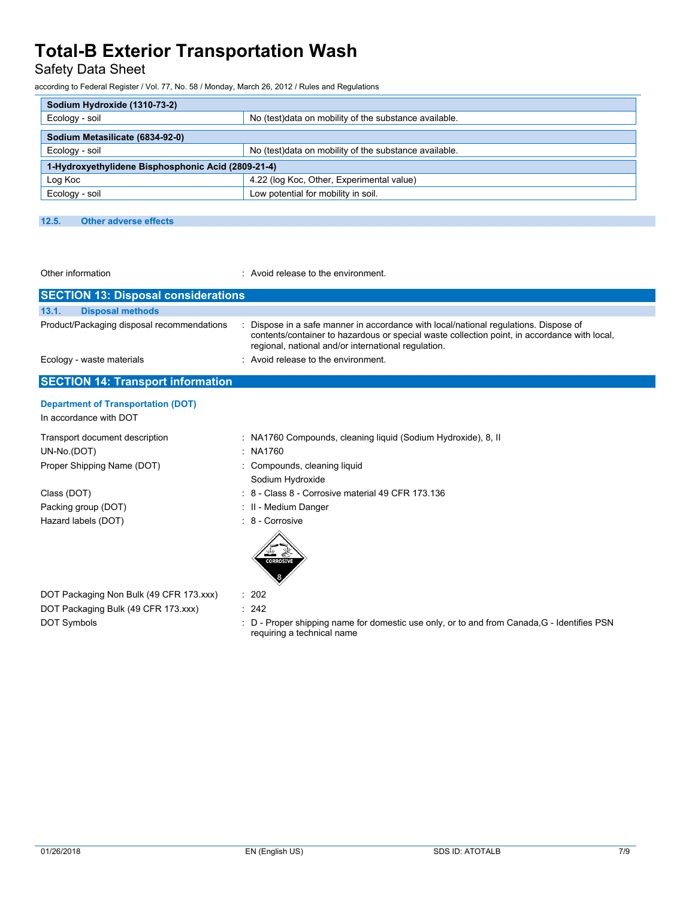| Sodium Hydroxide (1310-73-2) | |
|---|---|
| Ecology - soil | No (test)data on mobility of the substance available. |

| Sodium Metasilicate (6834-92-0) | |
|---|---|
| Ecology - soil | No (test)data on mobility of the substance available. |

| 1-Hydroxyethylidene Bisphosphonic Acid (2809-21-4) | |
|---|---|
| Log Koc | 4.22 (log Koc, Other, Experimental value) |
| Ecology - soil | Low potential for mobility in soil. |

### 12.5. Other adverse effects

Other information : Avoid release to the environment.

## SECTION 13: Disposal considerations

### 13.1. Disposal methods

Product/Packaging disposal recommendations : Dispose in a safe manner in accordance with local/national regulations. Dispose of contents/container to hazardous or special waste collection point, in accordance with local, regional, national and/or international regulation.

Ecology - waste materials : Avoid release to the environment.

## SECTION 14: Transport information

### Department of Transportation (DOT)

In accordance with DOT

Transport document description : NA1760 Compounds, cleaning liquid (Sodium Hydroxide), 8, II

UN-No.(DOT) : NA1760

Proper Shipping Name (DOT) : Compounds, cleaning liquid
Sodium Hydroxide

Class (DOT) : 8 - Class 8 - Corrosive material 49 CFR 173.136

Packing group (DOT) : II - Medium Danger

Hazard labels (DOT) : 8 - Corrosive

DOT Packaging Non Bulk (49 CFR 173.xxx) : 202

DOT Packaging Bulk (49 CFR 173.xxx) : 242

DOT Symbols : D - Proper shipping name for domestic use only, or to and from Canada,G - Identifies PSN requiring a technical name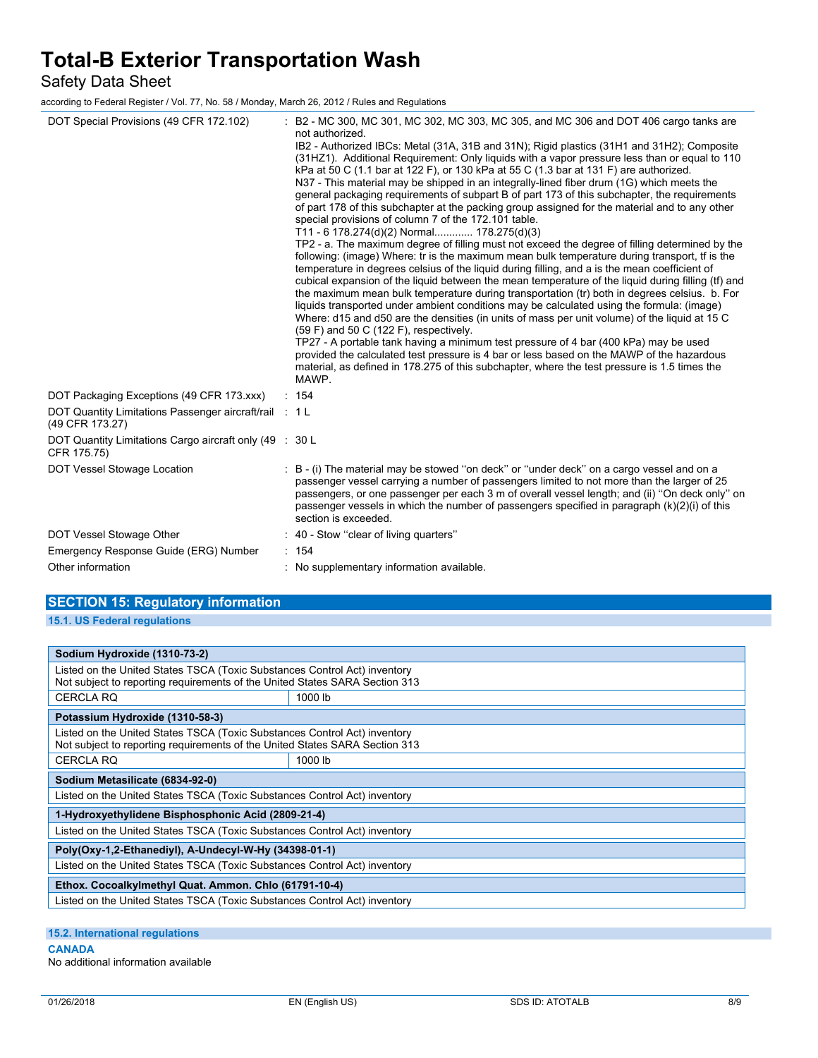| | |
|---|---|
| DOT Special Provisions (49 CFR 172.102) | : B2 - MC 300, MC 301, MC 302, MC 303, MC 305, and MC 306 and DOT 406 cargo tanks are not authorized.<br>IB2 - Authorized IBCs: Metal (31A, 31B and 31N); Rigid plastics (31H1 and 31H2); Composite (31HZ1). Additional Requirement: Only liquids with a vapor pressure less than or equal to 110 kPa at 50 C (1.1 bar at 122 F), or 130 kPa at 55 C (1.3 bar at 131 F) are authorized.<br>N37 - This material may be shipped in an integrally-lined fiber drum (1G) which meets the general packaging requirements of subpart B of part 173 of this subchapter, the requirements of part 178 of this subchapter at the packing group assigned for the material and to any other special provisions of column 7 of the 172.101 table.<br>T11 - 6 178.274(d)(2) Normal............ 178.275(d)(3)<br>TP2 - a. The maximum degree of filling must not exceed the degree of filling determined by the following: (image) Where: tr is the maximum mean bulk temperature during transport, tf is the temperature in degrees celsius of the liquid during filling, and a is the mean coefficient of cubical expansion of the liquid between the mean temperature of the liquid during filling (tf) and the maximum mean bulk temperature during transportation (tr) both in degrees celsius. b. For liquids transported under ambient conditions may be calculated using the formula: (image) Where: d15 and d50 are the densities (in units of mass per unit volume) of the liquid at 15 C (59 F) and 50 C (122 F), respectively.<br>TP27 - A portable tank having a minimum test pressure of 4 bar (400 kPa) may be used provided the calculated test pressure is 4 bar or less based on the MAWP of the hazardous material, as defined in 178.275 of this subchapter, where the test pressure is 1.5 times the MAWP. |
| DOT Packaging Exceptions (49 CFR 173.xxx) | : 154 |
| DOT Quantity Limitations Passenger aircraft/rail (49 CFR 173.27) | : 1 L |
| DOT Quantity Limitations Cargo aircraft only (49 CFR 175.75) | : 30 L |
| DOT Vessel Stowage Location | : B - (i) The material may be stowed ''on deck'' or ''under deck'' on a cargo vessel and on a passenger vessel carrying a number of passengers limited to not more than the larger of 25 passengers, or one passenger per each 3 m of overall vessel length; and (ii) ''On deck only'' on passenger vessels in which the number of passengers specified in paragraph (k)(2)(i) of this section is exceeded. |
| DOT Vessel Stowage Other | : 40 - Stow ''clear of living quarters'' |
| Emergency Response Guide (ERG) Number | : 154 |
| Other information | : No supplementary information available. |

## SECTION 15: Regulatory information

### 15.1. US Federal regulations

| **Sodium Hydroxide (1310-73-2)** | |
|---|---|
| Listed on the United States TSCA (Toxic Substances Control Act) inventory<br>Not subject to reporting requirements of the United States SARA Section 313 | |
| CERCLA RQ | 1000 lb |
| **Potassium Hydroxide (1310-58-3)** | |
| Listed on the United States TSCA (Toxic Substances Control Act) inventory<br>Not subject to reporting requirements of the United States SARA Section 313 | |
| CERCLA RQ | 1000 lb |
| **Sodium Metasilicate (6834-92-0)** | |
| Listed on the United States TSCA (Toxic Substances Control Act) inventory | |
| **1-Hydroxyethylidene Bisphosphonic Acid (2809-21-4)** | |
| Listed on the United States TSCA (Toxic Substances Control Act) inventory | |
| **Poly(Oxy-1,2-Ethanediyl), A-Undecyl-W-Hy (34398-01-1)** | |
| Listed on the United States TSCA (Toxic Substances Control Act) inventory | |
| **Ethox. Cocoalkylmethyl Quat. Ammon. Chlo (61791-10-4)** | |
| Listed on the United States TSCA (Toxic Substances Control Act) inventory | |

### 15.2. International regulations

**CANADA**

No additional information available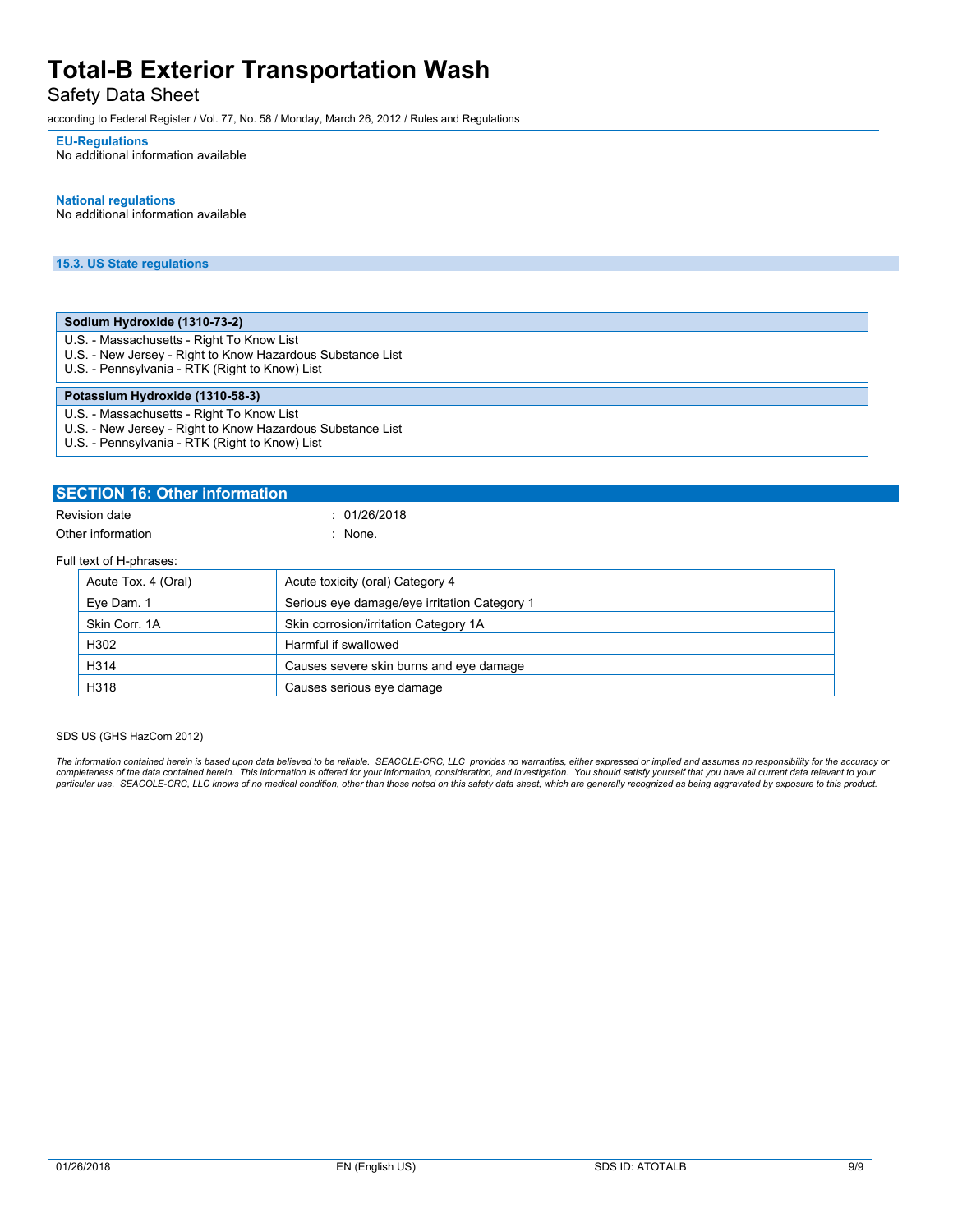**EU-Regulations**

No additional information available

**National regulations**

No additional information available

### 15.3. US State regulations

| **Sodium Hydroxide (1310-73-2)** |
|---|
| U.S. - Massachusetts - Right To Know List<br>U.S. - New Jersey - Right to Know Hazardous Substance List<br>U.S. - Pennsylvania - RTK (Right to Know) List |

| **Potassium Hydroxide (1310-58-3)** |
|---|
| U.S. - Massachusetts - Right To Know List<br>U.S. - New Jersey - Right to Know Hazardous Substance List<br>U.S. - Pennsylvania - RTK (Right to Know) List |

## SECTION 16: Other information

Revision date : 01/26/2018

Other information : None.

Full text of H-phrases:

| | |
|---|---|
| Acute Tox. 4 (Oral) | Acute toxicity (oral) Category 4 |
| Eye Dam. 1 | Serious eye damage/eye irritation Category 1 |
| Skin Corr. 1A | Skin corrosion/irritation Category 1A |
| H302 | Harmful if swallowed |
| H314 | Causes severe skin burns and eye damage |
| H318 | Causes serious eye damage |

SDS US (GHS HazCom 2012)

*The information contained herein is based upon data believed to be reliable. SEACOLE-CRC, LLC provides no warranties, either expressed or implied and assumes no responsibility for the accuracy or completeness of the data contained herein. This information is offered for your information, consideration, and investigation. You should satisfy yourself that you have all current data relevant to your particular use. SEACOLE-CRC, LLC knows of no medical condition, other than those noted on this safety data sheet, which are generally recognized as being aggravated by exposure to this product.*